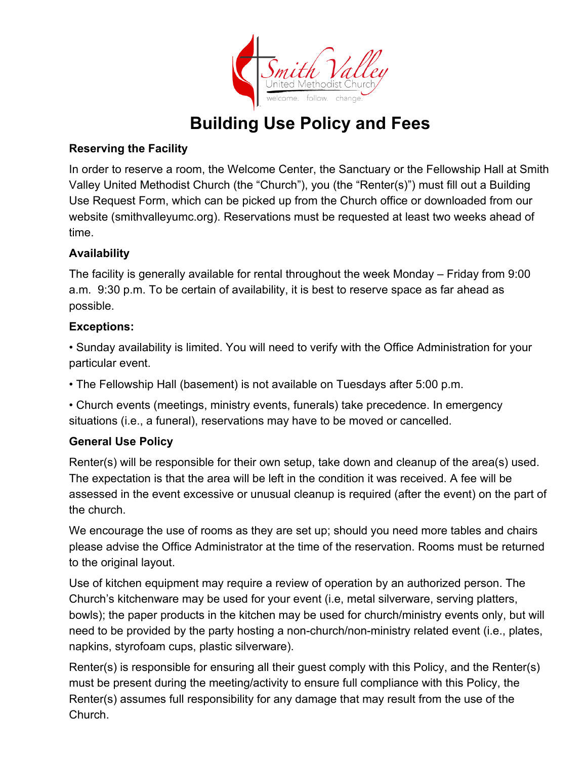Smith Valley
United Methodist Church
welcome. follow. change.

# Building Use Policy and Fees

### Reserving the Facility

In order to reserve a room, the Welcome Center, the Sanctuary or the Fellowship Hall at Smith Valley United Methodist Church (the "Church"), you (the "Renter(s)") must fill out a Building Use Request Form, which can be picked up from the Church office or downloaded from our website (smithvalleyumc.org). Reservations must be requested at least two weeks ahead of time.

### Availability

The facility is generally available for rental throughout the week Monday – Friday from 9:00 a.m. 9:30 p.m. To be certain of availability, it is best to reserve space as far ahead as possible.

### Exceptions:

• Sunday availability is limited. You will need to verify with the Office Administration for your particular event.

• The Fellowship Hall (basement) is not available on Tuesdays after 5:00 p.m.

• Church events (meetings, ministry events, funerals) take precedence. In emergency situations (i.e., a funeral), reservations may have to be moved or cancelled.

### General Use Policy

Renter(s) will be responsible for their own setup, take down and cleanup of the area(s) used. The expectation is that the area will be left in the condition it was received. A fee will be assessed in the event excessive or unusual cleanup is required (after the event) on the part of the church.

We encourage the use of rooms as they are set up; should you need more tables and chairs please advise the Office Administrator at the time of the reservation. Rooms must be returned to the original layout.

Use of kitchen equipment may require a review of operation by an authorized person. The Church's kitchenware may be used for your event (i.e, metal silverware, serving platters, bowls); the paper products in the kitchen may be used for church/ministry events only, but will need to be provided by the party hosting a non-church/non-ministry related event (i.e., plates, napkins, styrofoam cups, plastic silverware).

Renter(s) is responsible for ensuring all their guest comply with this Policy, and the Renter(s) must be present during the meeting/activity to ensure full compliance with this Policy, the Renter(s) assumes full responsibility for any damage that may result from the use of the Church.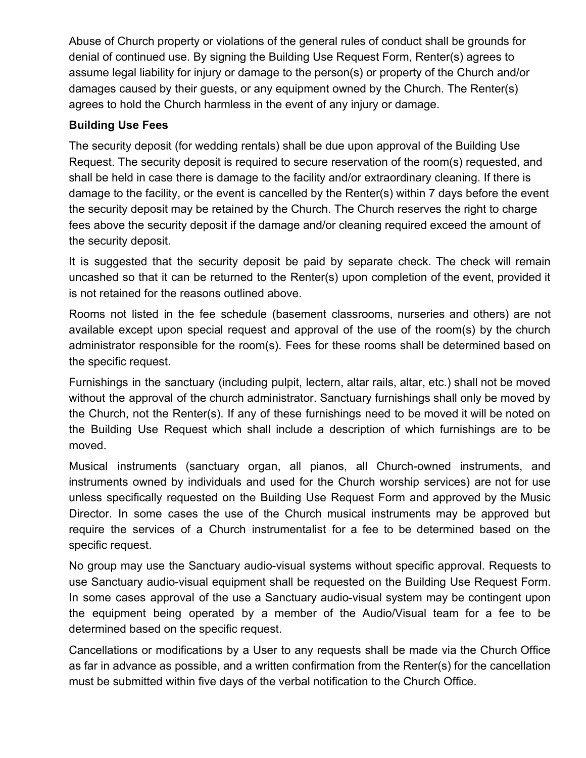Abuse of Church property or violations of the general rules of conduct shall be grounds for denial of continued use. By signing the Building Use Request Form, Renter(s) agrees to assume legal liability for injury or damage to the person(s) or property of the Church and/or damages caused by their guests, or any equipment owned by the Church. The Renter(s) agrees to hold the Church harmless in the event of any injury or damage.

**Building Use Fees**

The security deposit (for wedding rentals) shall be due upon approval of the Building Use Request. The security deposit is required to secure reservation of the room(s) requested, and shall be held in case there is damage to the facility and/or extraordinary cleaning. If there is damage to the facility, or the event is cancelled by the Renter(s) within 7 days before the event the security deposit may be retained by the Church. The Church reserves the right to charge fees above the security deposit if the damage and/or cleaning required exceed the amount of the security deposit.

It is suggested that the security deposit be paid by separate check. The check will remain uncashed so that it can be returned to the Renter(s) upon completion of the event, provided it is not retained for the reasons outlined above.

Rooms not listed in the fee schedule (basement classrooms, nurseries and others) are not available except upon special request and approval of the use of the room(s) by the church administrator responsible for the room(s). Fees for these rooms shall be determined based on the specific request.

Furnishings in the sanctuary (including pulpit, lectern, altar rails, altar, etc.) shall not be moved without the approval of the church administrator. Sanctuary furnishings shall only be moved by the Church, not the Renter(s). If any of these furnishings need to be moved it will be noted on the Building Use Request which shall include a description of which furnishings are to be moved.

Musical instruments (sanctuary organ, all pianos, all Church-owned instruments, and instruments owned by individuals and used for the Church worship services) are not for use unless specifically requested on the Building Use Request Form and approved by the Music Director. In some cases the use of the Church musical instruments may be approved but require the services of a Church instrumentalist for a fee to be determined based on the specific request.

No group may use the Sanctuary audio-visual systems without specific approval. Requests to use Sanctuary audio-visual equipment shall be requested on the Building Use Request Form. In some cases approval of the use a Sanctuary audio-visual system may be contingent upon the equipment being operated by a member of the Audio/Visual team for a fee to be determined based on the specific request.

Cancellations or modifications by a User to any requests shall be made via the Church Office as far in advance as possible, and a written confirmation from the Renter(s) for the cancellation must be submitted within five days of the verbal notification to the Church Office.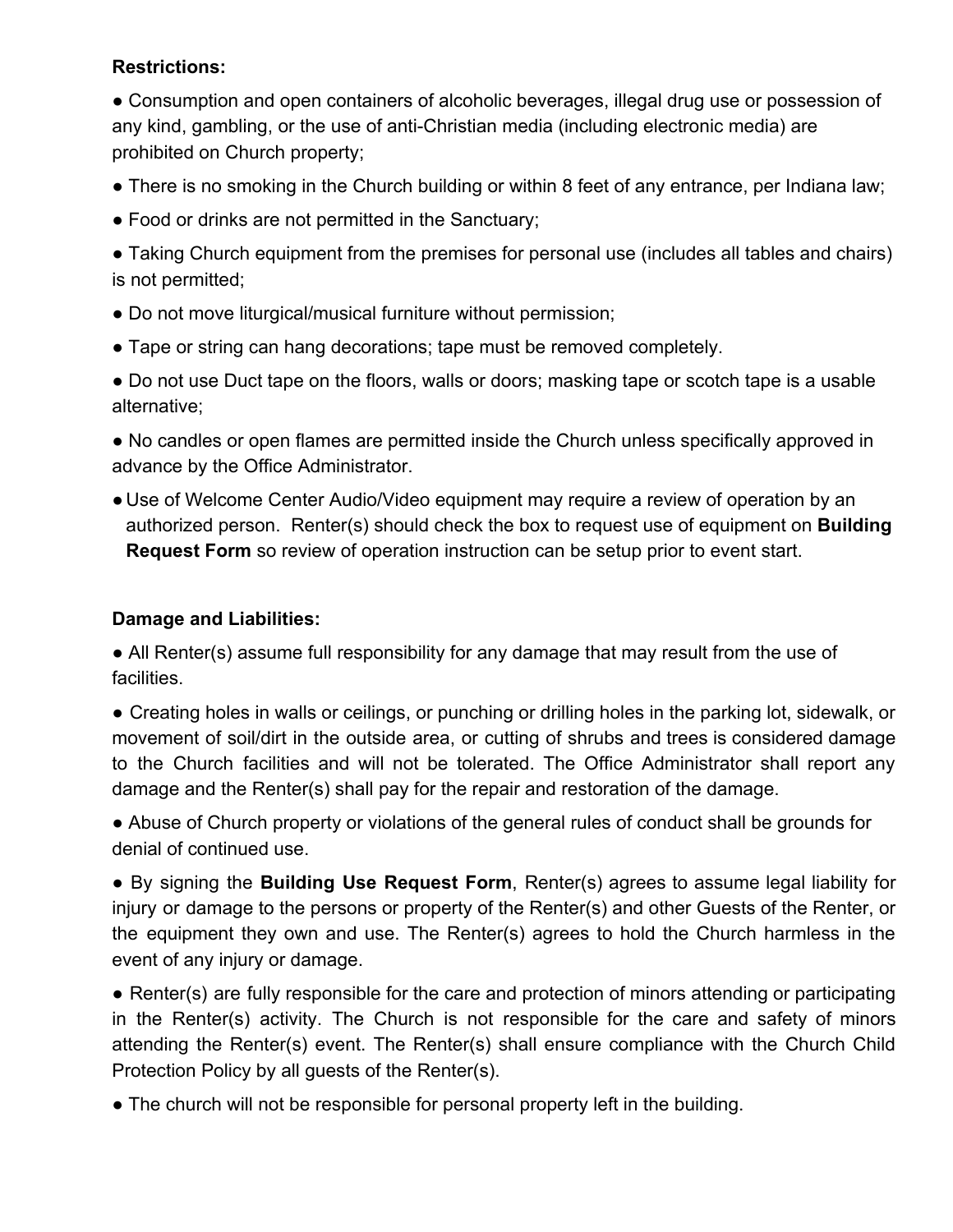**Restrictions:**

- Consumption and open containers of alcoholic beverages, illegal drug use or possession of any kind, gambling, or the use of anti-Christian media (including electronic media) are prohibited on Church property;
- There is no smoking in the Church building or within 8 feet of any entrance, per Indiana law;
- Food or drinks are not permitted in the Sanctuary;
- Taking Church equipment from the premises for personal use (includes all tables and chairs) is not permitted;
- Do not move liturgical/musical furniture without permission;
- Tape or string can hang decorations; tape must be removed completely.
- Do not use Duct tape on the floors, walls or doors; masking tape or scotch tape is a usable alternative;
- No candles or open flames are permitted inside the Church unless specifically approved in advance by the Office Administrator.
- Use of Welcome Center Audio/Video equipment may require a review of operation by an authorized person. Renter(s) should check the box to request use of equipment on **Building Request Form** so review of operation instruction can be setup prior to event start.

**Damage and Liabilities:**

- All Renter(s) assume full responsibility for any damage that may result from the use of facilities.
- Creating holes in walls or ceilings, or punching or drilling holes in the parking lot, sidewalk, or movement of soil/dirt in the outside area, or cutting of shrubs and trees is considered damage to the Church facilities and will not be tolerated. The Office Administrator shall report any damage and the Renter(s) shall pay for the repair and restoration of the damage.
- Abuse of Church property or violations of the general rules of conduct shall be grounds for denial of continued use.
- By signing the **Building Use Request Form**, Renter(s) agrees to assume legal liability for injury or damage to the persons or property of the Renter(s) and other Guests of the Renter, or the equipment they own and use. The Renter(s) agrees to hold the Church harmless in the event of any injury or damage.
- Renter(s) are fully responsible for the care and protection of minors attending or participating in the Renter(s) activity. The Church is not responsible for the care and safety of minors attending the Renter(s) event. The Renter(s) shall ensure compliance with the Church Child Protection Policy by all guests of the Renter(s).
- The church will not be responsible for personal property left in the building.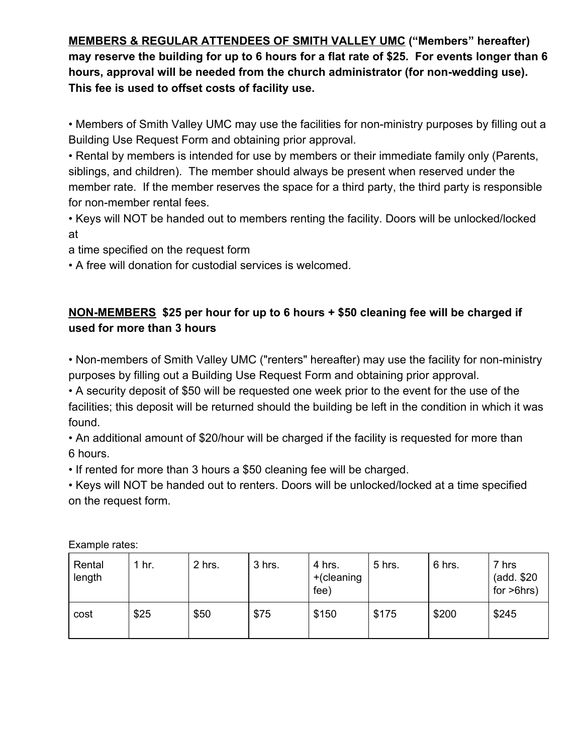**<u>MEMBERS & REGULAR ATTENDEES OF SMITH VALLEY UMC</u> ("Members" hereafter) may reserve the building for up to 6 hours for a flat rate of $25. For events longer than 6 hours, approval will be needed from the church administrator (for non-wedding use). This fee is used to offset costs of facility use.**

• Members of Smith Valley UMC may use the facilities for non-ministry purposes by filling out a Building Use Request Form and obtaining prior approval.
• Rental by members is intended for use by members or their immediate family only (Parents, siblings, and children). The member should always be present when reserved under the member rate. If the member reserves the space for a third party, the third party is responsible for non-member rental fees.
• Keys will NOT be handed out to members renting the facility. Doors will be unlocked/locked at
a time specified on the request form
• A free will donation for custodial services is welcomed.

**<u>NON-MEMBERS</u> $25 per hour for up to 6 hours + $50 cleaning fee will be charged if used for more than 3 hours**

• Non-members of Smith Valley UMC ("renters" hereafter) may use the facility for non-ministry purposes by filling out a Building Use Request Form and obtaining prior approval.
• A security deposit of $50 will be requested one week prior to the event for the use of the facilities; this deposit will be returned should the building be left in the condition in which it was found.
• An additional amount of $20/hour will be charged if the facility is requested for more than 6 hours.
• If rented for more than 3 hours a $50 cleaning fee will be charged.
• Keys will NOT be handed out to renters. Doors will be unlocked/locked at a time specified on the request form.

Example rates:

| Rental length | 1 hr. | 2 hrs. | 3 hrs. | 4 hrs. +(cleaning fee) | 5 hrs. | 6 hrs. | 7 hrs (add. $20 for >6hrs) |
|---|---|---|---|---|---|---|---|
| cost | $25 | $50 | $75 | $150 | $175 | $200 | $245 |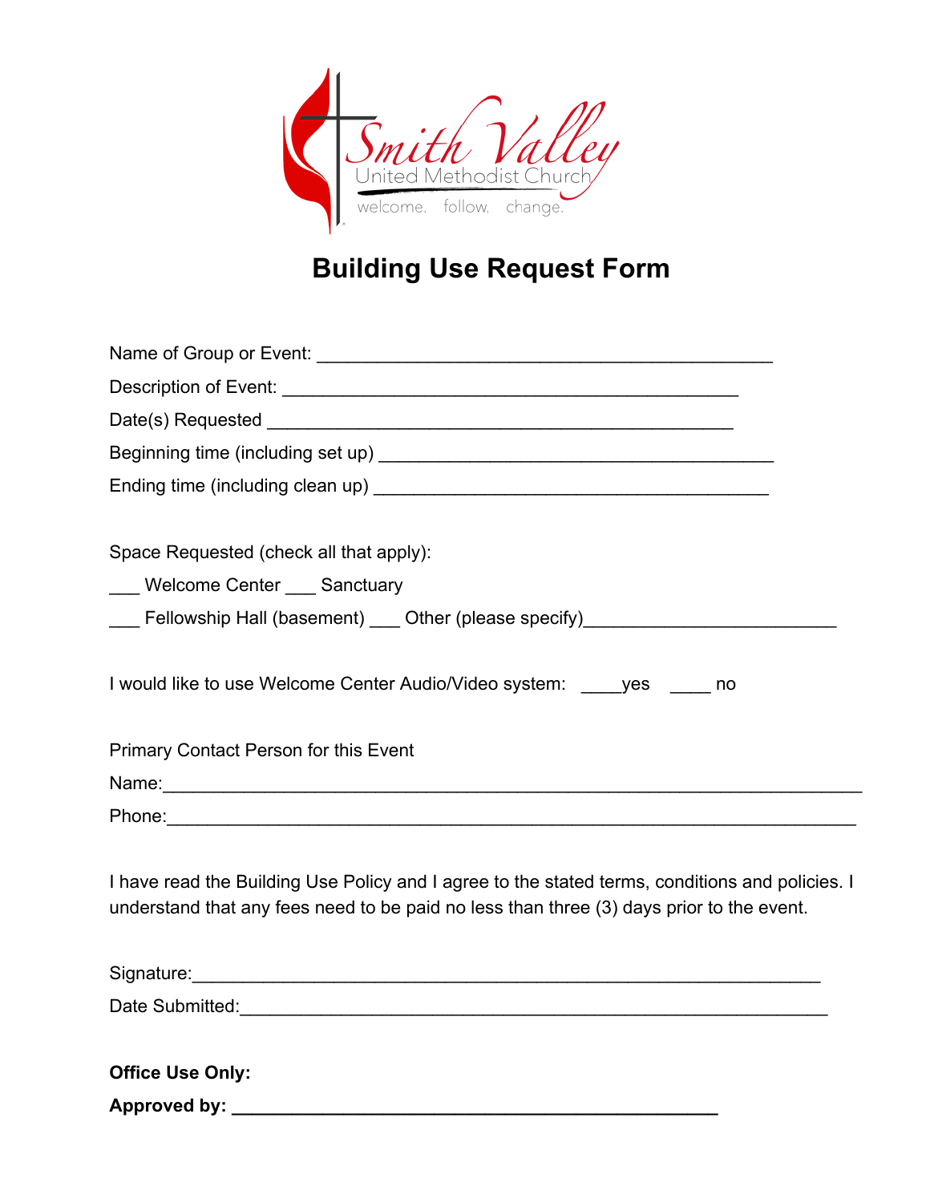Smith Valley

United Methodist Church

welcome. follow. change.

# Building Use Request Form

Name of Group or Event: ___________________________________________

Description of Event: ___________________________________________

Date(s) Requested ___________________________________________

Beginning time (including set up) ______________________________

Ending time (including clean up) ______________________________

Space Requested (check all that apply):

___ Welcome Center ___ Sanctuary

___ Fellowship Hall (basement) ___ Other (please specify)________________________

I would like to use Welcome Center Audio/Video system: ____yes ____ no

Primary Contact Person for this Event

Name:_________________________________________________________________

Phone:________________________________________________________________

I have read the Building Use Policy and I agree to the stated terms, conditions and policies. I understand that any fees need to be paid no less than three (3) days prior to the event.

Signature:_____________________________________________________________

Date Submitted:________________________________________________________

**Office Use Only:**

**Approved by: _______________________________________________**